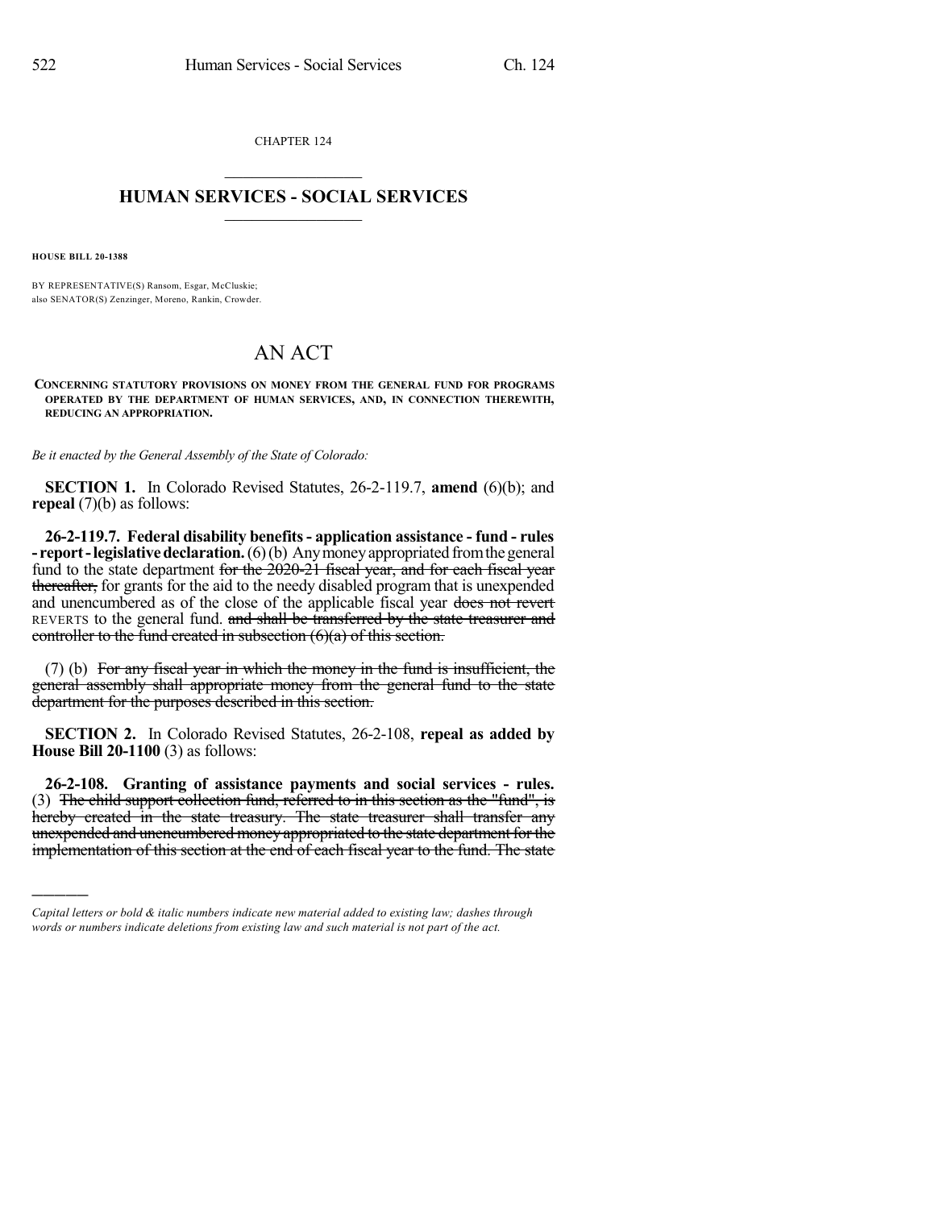CHAPTER 124

## HUMAN SERVICES - SOCIAL SERVICES

**HOUSE BILL 20-1388**

BY REPRESENTATIVE(S) Ransom, Esgar, McCluskie;
also SENATOR(S) Zenzinger, Moreno, Rankin, Crowder.

# AN ACT

**CONCERNING STATUTORY PROVISIONS ON MONEY FROM THE GENERAL FUND FOR PROGRAMS OPERATED BY THE DEPARTMENT OF HUMAN SERVICES, AND, IN CONNECTION THEREWITH, REDUCING AN APPROPRIATION.**

*Be it enacted by the General Assembly of the State of Colorado:*

**SECTION 1.** In Colorado Revised Statutes, 26-2-119.7, **amend** (6)(b); and **repeal** (7)(b) as follows:

**26-2-119.7. Federal disability benefits - application assistance - fund - rules - report - legislative declaration.** (6) (b) Any money appropriated from the general fund to the state department ~~for the 2020-21 fiscal year, and for each fiscal year thereafter,~~ for grants for the aid to the needy disabled program that is unexpended and unencumbered as of the close of the applicable fiscal year ~~does not revert~~ REVERTS to the general fund. ~~and shall be transferred by the state treasurer and controller to the fund created in subsection (6)(a) of this section.~~

(7) (b) ~~For any fiscal year in which the money in the fund is insufficient, the general assembly shall appropriate money from the general fund to the state department for the purposes described in this section.~~

**SECTION 2.** In Colorado Revised Statutes, 26-2-108, **repeal as added by House Bill 20-1100** (3) as follows:

**26-2-108. Granting of assistance payments and social services - rules.** (3) ~~The child support collection fund, referred to in this section as the "fund", is hereby created in the state treasury. The state treasurer shall transfer any unexpended and unencumbered money appropriated to the state department for the implementation of this section at the end of each fiscal year to the fund. The state~~

---

*Capital letters or bold & italic numbers indicate new material added to existing law; dashes through words or numbers indicate deletions from existing law and such material is not part of the act.*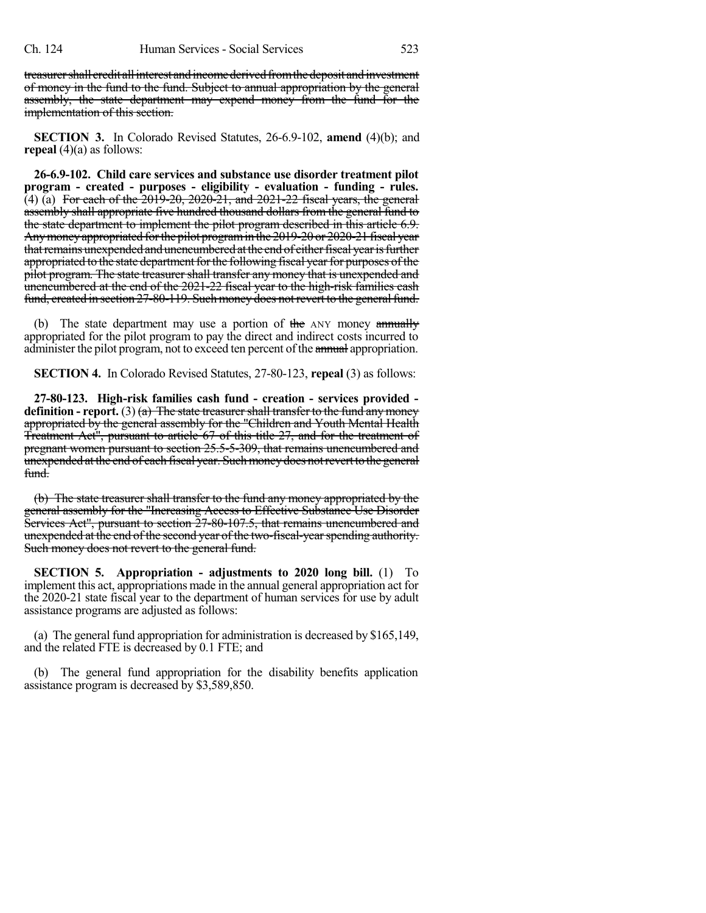treasurer shall credit all interest and income derived from the deposit and investment of money in the fund to the fund. Subject to annual appropriation by the general assembly, the state department may expend money from the fund for the implementation of this section.

**SECTION 3.** In Colorado Revised Statutes, 26-6.9-102, **amend** (4)(b); and **repeal** (4)(a) as follows:

**26-6.9-102. Child care services and substance use disorder treatment pilot program - created - purposes - eligibility - evaluation - funding - rules.** (4) (a) For each of the 2019-20, 2020-21, and 2021-22 fiscal years, the general assembly shall appropriate five hundred thousand dollars from the general fund to the state department to implement the pilot program described in this article 6.9. Any money appropriated for the pilot program in the 2019-20 or 2020-21 fiscal year that remains unexpended and unencumbered at the end of either fiscal year is further appropriated to the state department for the following fiscal year for purposes of the pilot program. The state treasurer shall transfer any money that is unexpended and unencumbered at the end of the 2021-22 fiscal year to the high-risk families cash fund, created in section 27-80-119. Such money does not revert to the general fund.

(b) The state department may use a portion of the ANY money annually appropriated for the pilot program to pay the direct and indirect costs incurred to administer the pilot program, not to exceed ten percent of the annual appropriation.

**SECTION 4.** In Colorado Revised Statutes, 27-80-123, **repeal** (3) as follows:

**27-80-123. High-risk families cash fund - creation - services provided - definition - report.** (3) (a) The state treasurer shall transfer to the fund any money appropriated by the general assembly for the "Children and Youth Mental Health Treatment Act", pursuant to article 67 of this title 27, and for the treatment of pregnant women pursuant to section 25.5-5-309, that remains unencumbered and unexpended at the end of each fiscal year. Such money does not revert to the general fund.

(b) The state treasurer shall transfer to the fund any money appropriated by the general assembly for the "Increasing Access to Effective Substance Use Disorder Services Act", pursuant to section 27-80-107.5, that remains unencumbered and unexpended at the end of the second year of the two-fiscal-year spending authority. Such money does not revert to the general fund.

**SECTION 5. Appropriation - adjustments to 2020 long bill.** (1) To implement this act, appropriations made in the annual general appropriation act for the 2020-21 state fiscal year to the department of human services for use by adult assistance programs are adjusted as follows:

(a) The general fund appropriation for administration is decreased by $165,149, and the related FTE is decreased by 0.1 FTE; and

(b) The general fund appropriation for the disability benefits application assistance program is decreased by $3,589,850.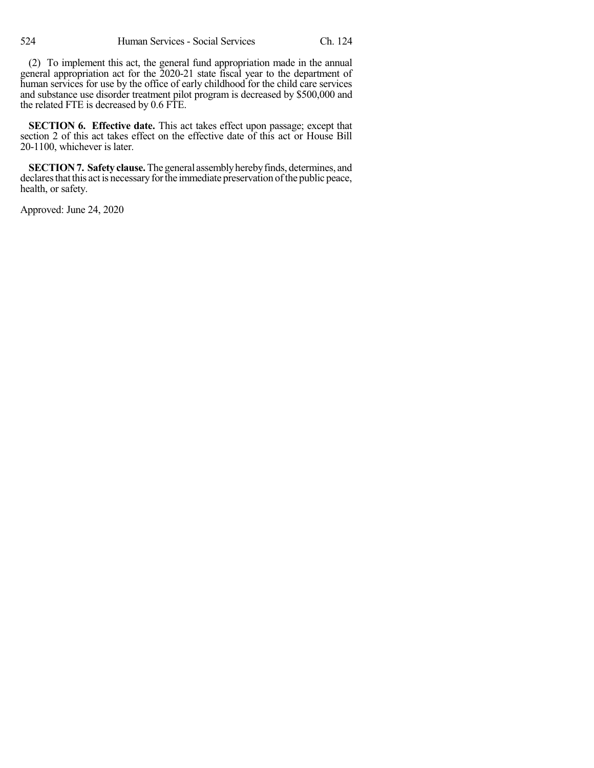(2) To implement this act, the general fund appropriation made in the annual general appropriation act for the 2020-21 state fiscal year to the department of human services for use by the office of early childhood for the child care services and substance use disorder treatment pilot program is decreased by $500,000 and the related FTE is decreased by 0.6 FTE.

**SECTION 6. Effective date.** This act takes effect upon passage; except that section 2 of this act takes effect on the effective date of this act or House Bill 20-1100, whichever is later.

**SECTION 7. Safety clause.** The general assembly hereby finds, determines, and declares that this act is necessary for the immediate preservation of the public peace, health, or safety.

Approved: June 24, 2020